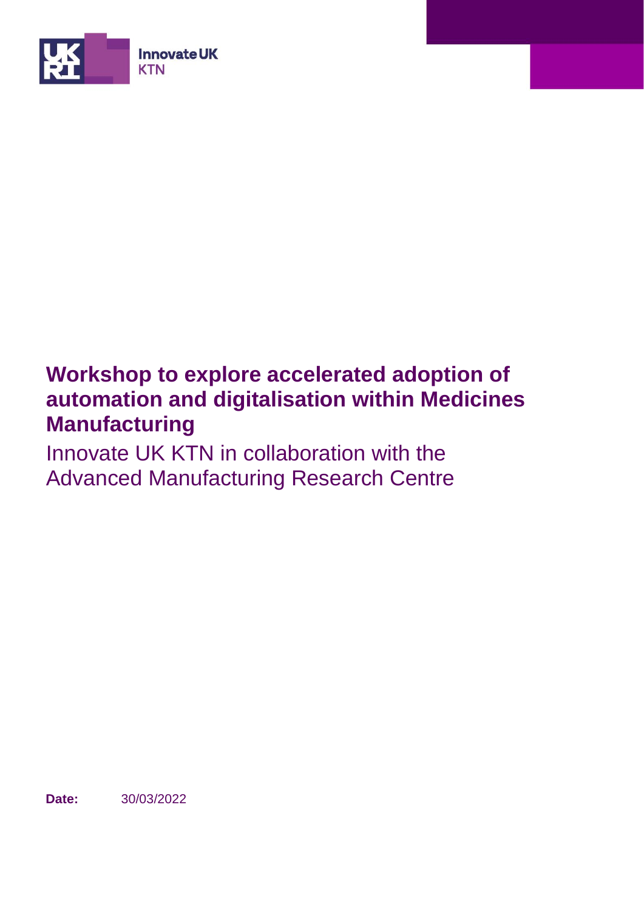Innovate UK
KTN

# Workshop to explore accelerated adoption of automation and digitalisation within Medicines Manufacturing

Innovate UK KTN in collaboration with the Advanced Manufacturing Research Centre

**Date:** 30/03/2022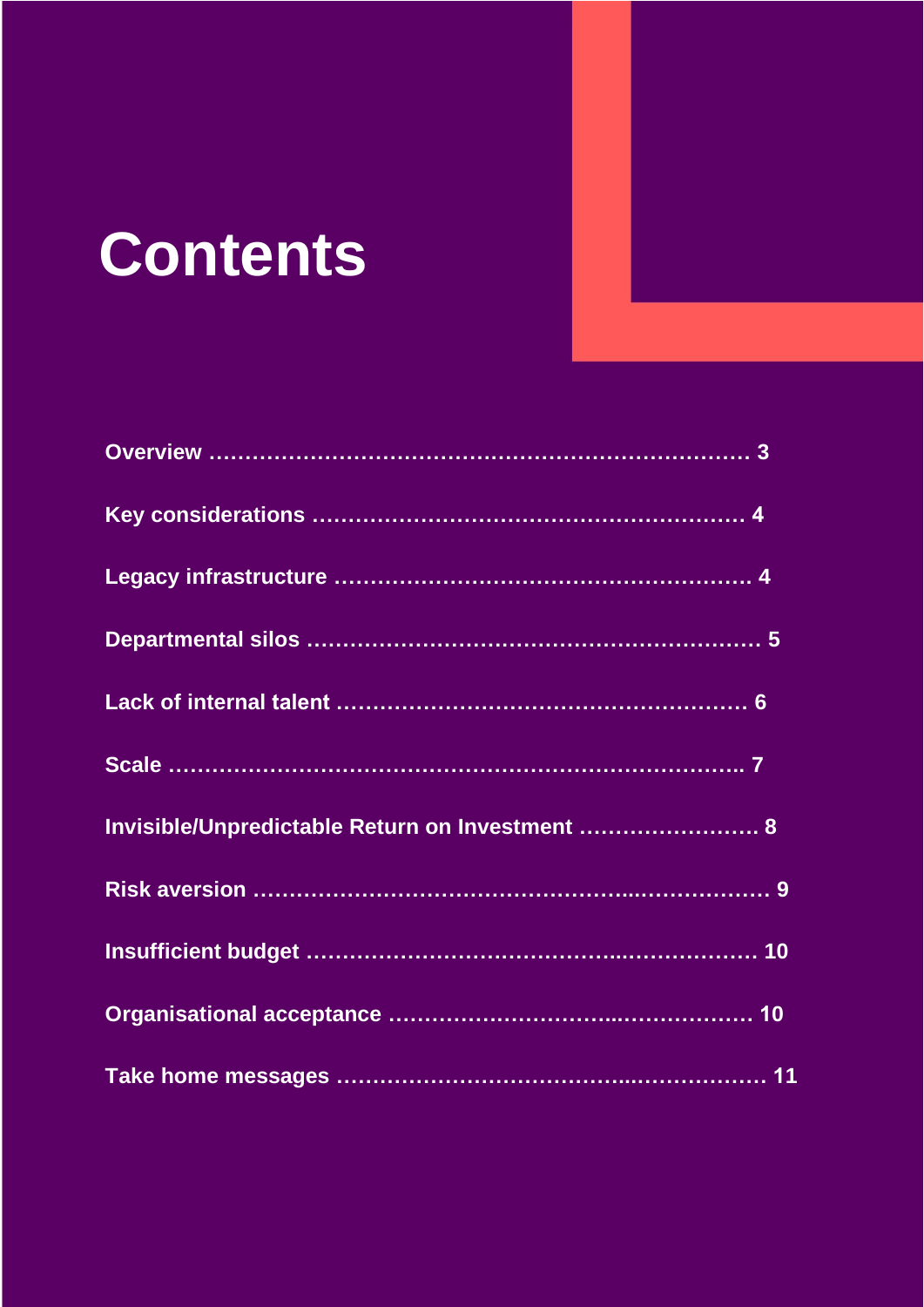# Contents

**Overview ………………………………………………………………… 3**

**Key considerations ………………………………………………… 4**

**Legacy infrastructure ……………………………………………… 4**

**Departmental silos …………………………………………………… 5**

**Lack of internal talent …………………………………………… 6**

**Scale ……………………………………………………………………….. 7**

**Invisible/Unpredictable Return on Investment ……………………. 8**

**Risk aversion …………………………………………..………………. 9**

**Insufficient budget ………………………………..………………. 10**

**Organisational acceptance …………………………..……………. 10**

**Take home messages ……………………………..………………. 11**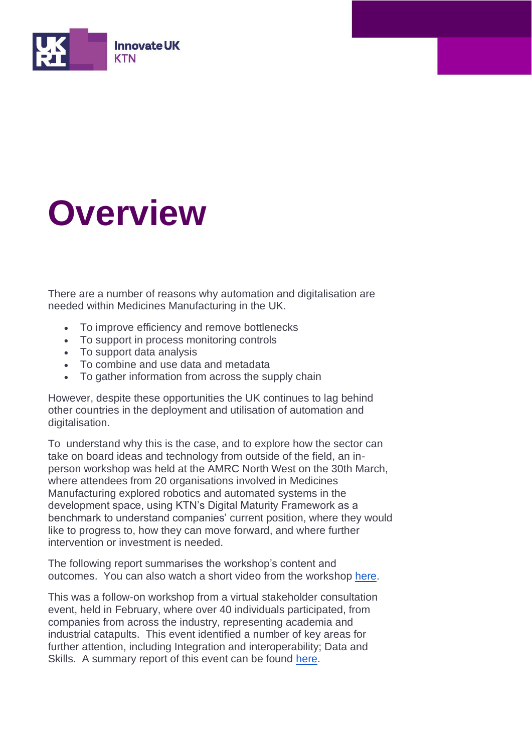# Overview

There are a number of reasons why automation and digitalisation are needed within Medicines Manufacturing in the UK.

- To improve efficiency and remove bottlenecks
- To support in process monitoring controls
- To support data analysis
- To combine and use data and metadata
- To gather information from across the supply chain

However, despite these opportunities the UK continues to lag behind other countries in the deployment and utilisation of automation and digitalisation.

To understand why this is the case, and to explore how the sector can take on board ideas and technology from outside of the field, an in-person workshop was held at the AMRC North West on the 30th March, where attendees from 20 organisations involved in Medicines Manufacturing explored robotics and automated systems in the development space, using KTN's Digital Maturity Framework as a benchmark to understand companies' current position, where they would like to progress to, how they can move forward, and where further intervention or investment is needed.

The following report summarises the workshop's content and outcomes. You can also watch a short video from the workshop here.

This was a follow-on workshop from a virtual stakeholder consultation event, held in February, where over 40 individuals participated, from companies from across the industry, representing academia and industrial catapults. This event identified a number of key areas for further attention, including Integration and interoperability; Data and Skills. A summary report of this event can be found here.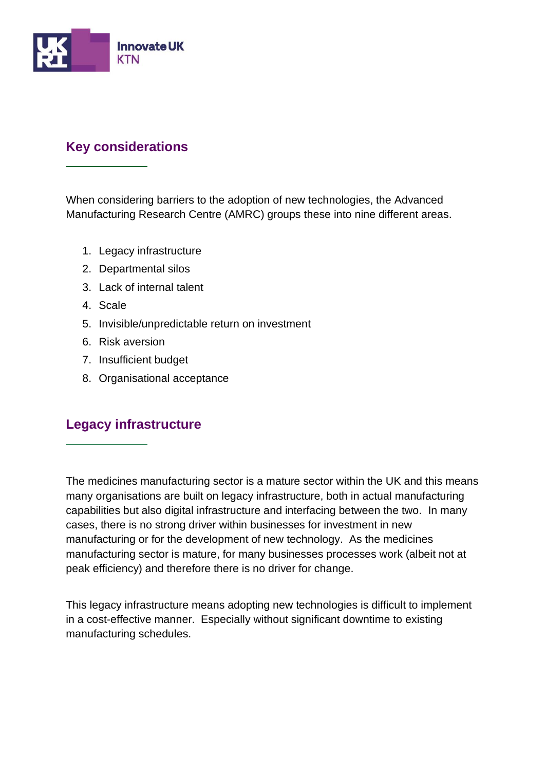## Key considerations

When considering barriers to the adoption of new technologies, the Advanced Manufacturing Research Centre (AMRC) groups these into nine different areas.

1. Legacy infrastructure
2. Departmental silos
3. Lack of internal talent
4. Scale
5. Invisible/unpredictable return on investment
6. Risk aversion
7. Insufficient budget
8. Organisational acceptance

## Legacy infrastructure

The medicines manufacturing sector is a mature sector within the UK and this means many organisations are built on legacy infrastructure, both in actual manufacturing capabilities but also digital infrastructure and interfacing between the two. In many cases, there is no strong driver within businesses for investment in new manufacturing or for the development of new technology. As the medicines manufacturing sector is mature, for many businesses processes work (albeit not at peak efficiency) and therefore there is no driver for change.

This legacy infrastructure means adopting new technologies is difficult to implement in a cost-effective manner. Especially without significant downtime to existing manufacturing schedules.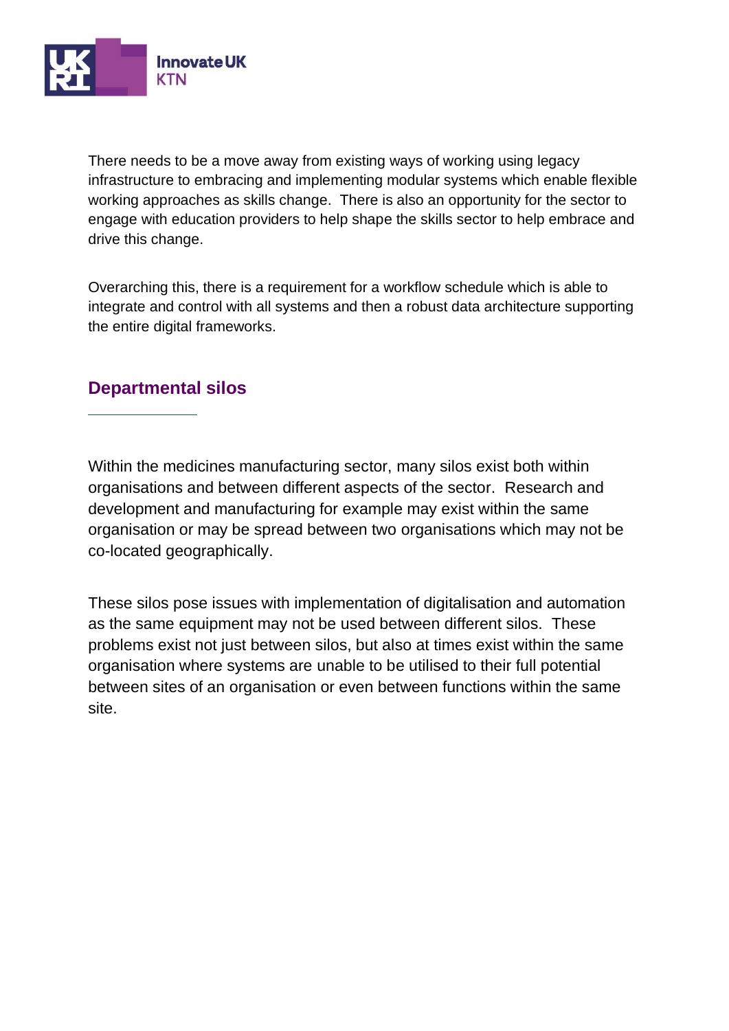There needs to be a move away from existing ways of working using legacy infrastructure to embracing and implementing modular systems which enable flexible working approaches as skills change. There is also an opportunity for the sector to engage with education providers to help shape the skills sector to help embrace and drive this change.

Overarching this, there is a requirement for a workflow schedule which is able to integrate and control with all systems and then a robust data architecture supporting the entire digital frameworks.

## Departmental silos

Within the medicines manufacturing sector, many silos exist both within organisations and between different aspects of the sector. Research and development and manufacturing for example may exist within the same organisation or may be spread between two organisations which may not be co-located geographically.

These silos pose issues with implementation of digitalisation and automation as the same equipment may not be used between different silos. These problems exist not just between silos, but also at times exist within the same organisation where systems are unable to be utilised to their full potential between sites of an organisation or even between functions within the same site.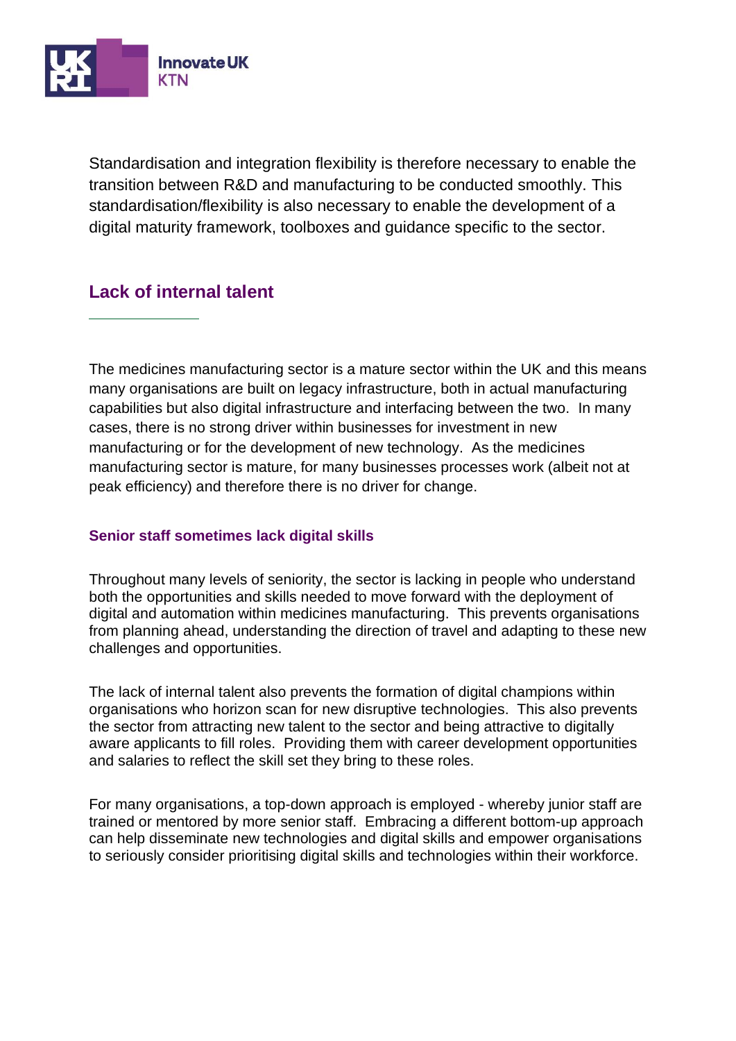Standardisation and integration flexibility is therefore necessary to enable the transition between R&D and manufacturing to be conducted smoothly. This standardisation/flexibility is also necessary to enable the development of a digital maturity framework, toolboxes and guidance specific to the sector.

## Lack of internal talent

The medicines manufacturing sector is a mature sector within the UK and this means many organisations are built on legacy infrastructure, both in actual manufacturing capabilities but also digital infrastructure and interfacing between the two. In many cases, there is no strong driver within businesses for investment in new manufacturing or for the development of new technology. As the medicines manufacturing sector is mature, for many businesses processes work (albeit not at peak efficiency) and therefore there is no driver for change.

### Senior staff sometimes lack digital skills

Throughout many levels of seniority, the sector is lacking in people who understand both the opportunities and skills needed to move forward with the deployment of digital and automation within medicines manufacturing. This prevents organisations from planning ahead, understanding the direction of travel and adapting to these new challenges and opportunities.

The lack of internal talent also prevents the formation of digital champions within organisations who horizon scan for new disruptive technologies. This also prevents the sector from attracting new talent to the sector and being attractive to digitally aware applicants to fill roles. Providing them with career development opportunities and salaries to reflect the skill set they bring to these roles.

For many organisations, a top-down approach is employed - whereby junior staff are trained or mentored by more senior staff. Embracing a different bottom-up approach can help disseminate new technologies and digital skills and empower organisations to seriously consider prioritising digital skills and technologies within their workforce.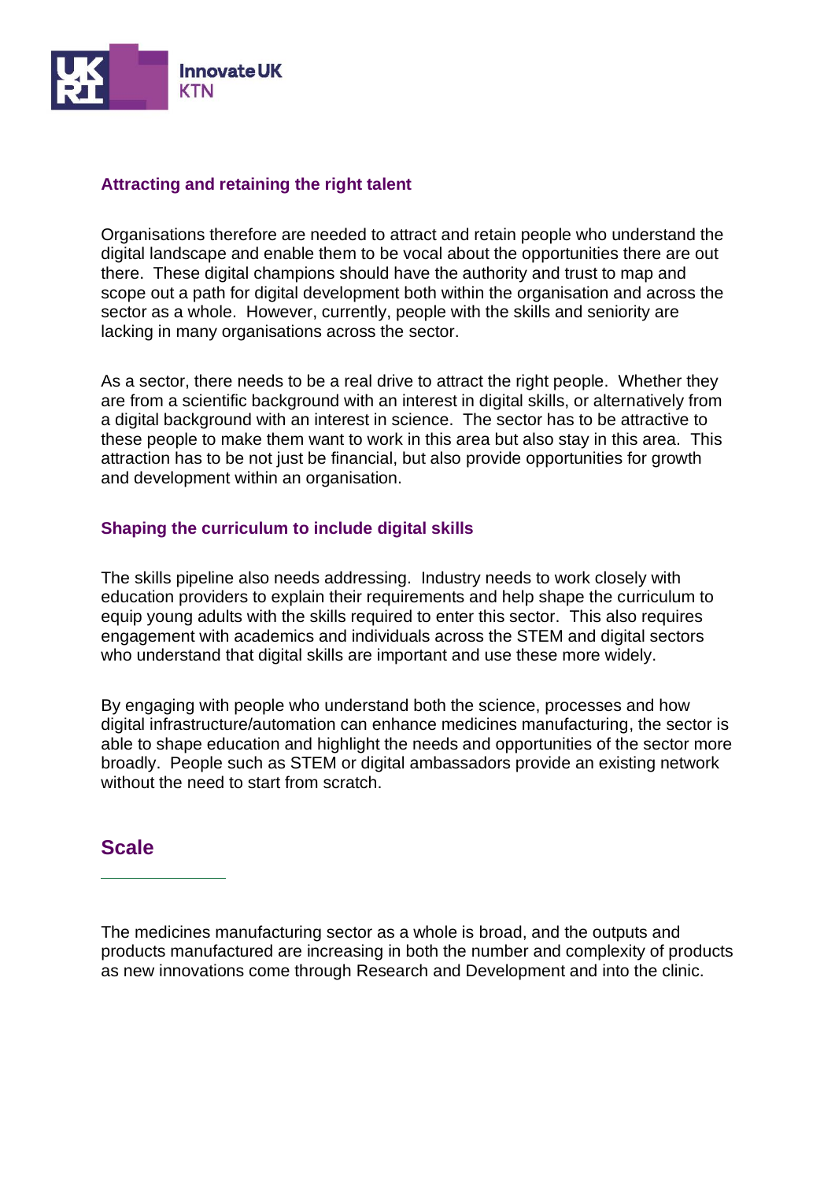### Attracting and retaining the right talent

Organisations therefore are needed to attract and retain people who understand the digital landscape and enable them to be vocal about the opportunities there are out there. These digital champions should have the authority and trust to map and scope out a path for digital development both within the organisation and across the sector as a whole. However, currently, people with the skills and seniority are lacking in many organisations across the sector.

As a sector, there needs to be a real drive to attract the right people. Whether they are from a scientific background with an interest in digital skills, or alternatively from a digital background with an interest in science. The sector has to be attractive to these people to make them want to work in this area but also stay in this area. This attraction has to be not just be financial, but also provide opportunities for growth and development within an organisation.

### Shaping the curriculum to include digital skills

The skills pipeline also needs addressing. Industry needs to work closely with education providers to explain their requirements and help shape the curriculum to equip young adults with the skills required to enter this sector. This also requires engagement with academics and individuals across the STEM and digital sectors who understand that digital skills are important and use these more widely.

By engaging with people who understand both the science, processes and how digital infrastructure/automation can enhance medicines manufacturing, the sector is able to shape education and highlight the needs and opportunities of the sector more broadly. People such as STEM or digital ambassadors provide an existing network without the need to start from scratch.

## Scale

The medicines manufacturing sector as a whole is broad, and the outputs and products manufactured are increasing in both the number and complexity of products as new innovations come through Research and Development and into the clinic.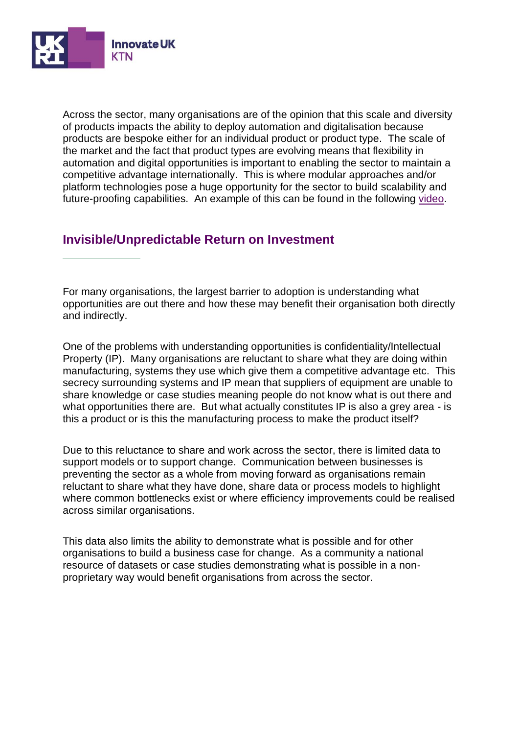Across the sector, many organisations are of the opinion that this scale and diversity of products impacts the ability to deploy automation and digitalisation because products are bespoke either for an individual product or product type. The scale of the market and the fact that product types are evolving means that flexibility in automation and digital opportunities is important to enabling the sector to maintain a competitive advantage internationally. This is where modular approaches and/or platform technologies pose a huge opportunity for the sector to build scalability and future-proofing capabilities. An example of this can be found in the following video.

## Invisible/Unpredictable Return on Investment

For many organisations, the largest barrier to adoption is understanding what opportunities are out there and how these may benefit their organisation both directly and indirectly.

One of the problems with understanding opportunities is confidentiality/Intellectual Property (IP). Many organisations are reluctant to share what they are doing within manufacturing, systems they use which give them a competitive advantage etc. This secrecy surrounding systems and IP mean that suppliers of equipment are unable to share knowledge or case studies meaning people do not know what is out there and what opportunities there are. But what actually constitutes IP is also a grey area - is this a product or is this the manufacturing process to make the product itself?

Due to this reluctance to share and work across the sector, there is limited data to support models or to support change. Communication between businesses is preventing the sector as a whole from moving forward as organisations remain reluctant to share what they have done, share data or process models to highlight where common bottlenecks exist or where efficiency improvements could be realised across similar organisations.

This data also limits the ability to demonstrate what is possible and for other organisations to build a business case for change. As a community a national resource of datasets or case studies demonstrating what is possible in a non-proprietary way would benefit organisations from across the sector.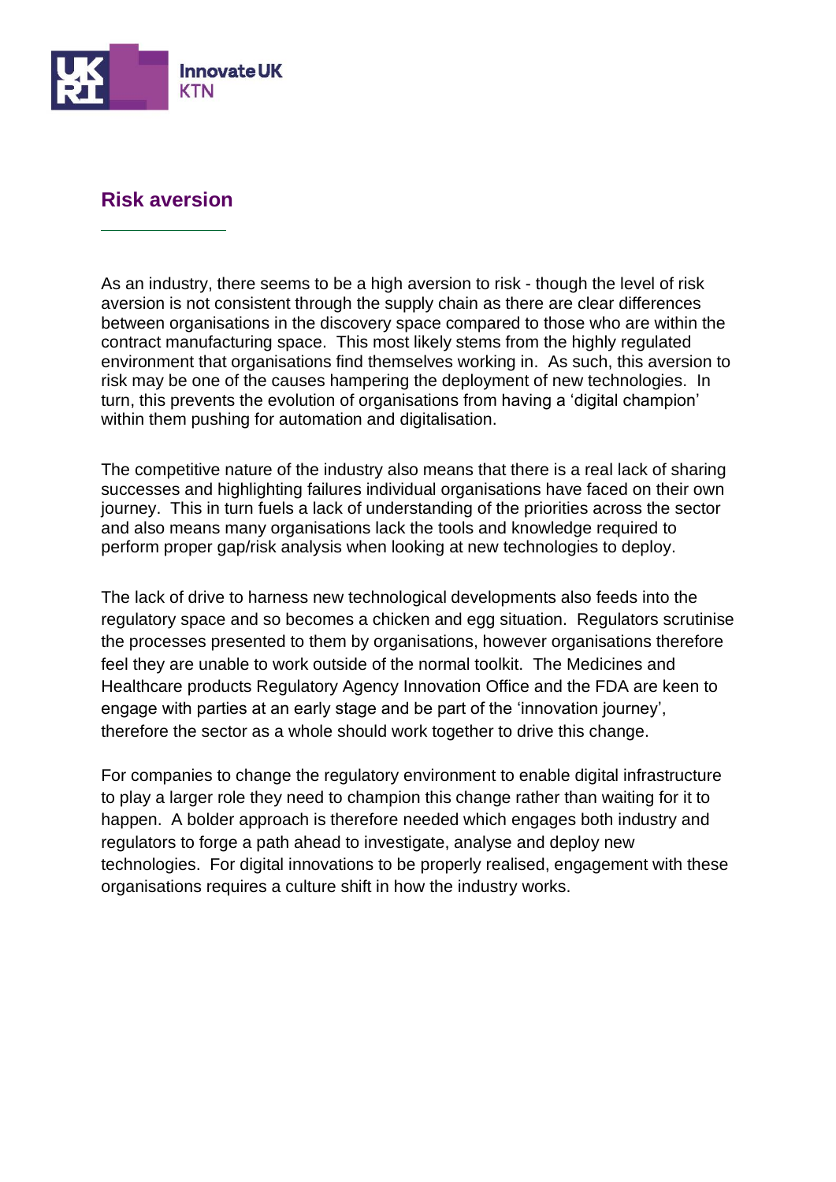## Risk aversion

As an industry, there seems to be a high aversion to risk - though the level of risk aversion is not consistent through the supply chain as there are clear differences between organisations in the discovery space compared to those who are within the contract manufacturing space. This most likely stems from the highly regulated environment that organisations find themselves working in. As such, this aversion to risk may be one of the causes hampering the deployment of new technologies. In turn, this prevents the evolution of organisations from having a 'digital champion' within them pushing for automation and digitalisation.

The competitive nature of the industry also means that there is a real lack of sharing successes and highlighting failures individual organisations have faced on their own journey. This in turn fuels a lack of understanding of the priorities across the sector and also means many organisations lack the tools and knowledge required to perform proper gap/risk analysis when looking at new technologies to deploy.

The lack of drive to harness new technological developments also feeds into the regulatory space and so becomes a chicken and egg situation. Regulators scrutinise the processes presented to them by organisations, however organisations therefore feel they are unable to work outside of the normal toolkit. The Medicines and Healthcare products Regulatory Agency Innovation Office and the FDA are keen to engage with parties at an early stage and be part of the 'innovation journey', therefore the sector as a whole should work together to drive this change.

For companies to change the regulatory environment to enable digital infrastructure to play a larger role they need to champion this change rather than waiting for it to happen. A bolder approach is therefore needed which engages both industry and regulators to forge a path ahead to investigate, analyse and deploy new technologies. For digital innovations to be properly realised, engagement with these organisations requires a culture shift in how the industry works.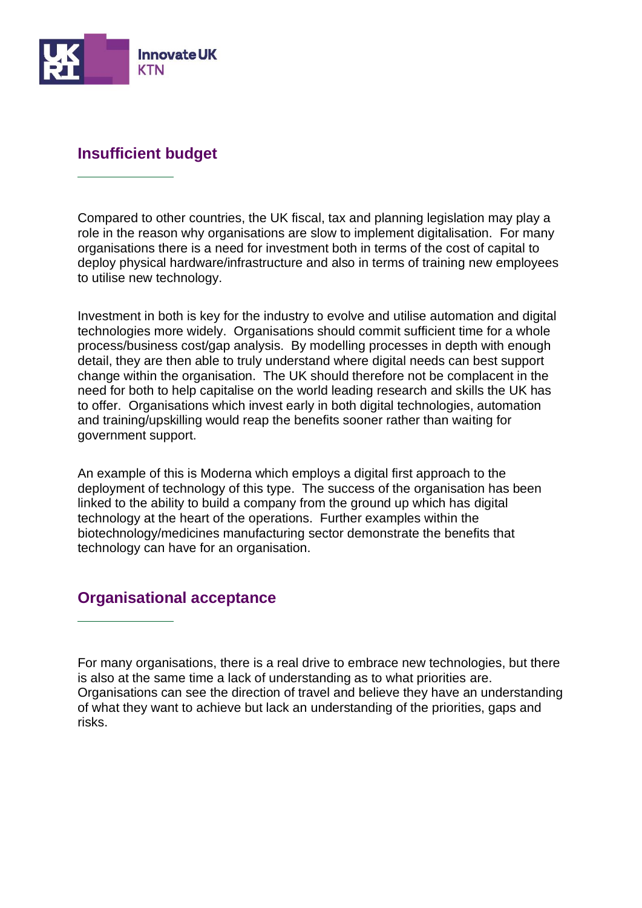## Insufficient budget

Compared to other countries, the UK fiscal, tax and planning legislation may play a role in the reason why organisations are slow to implement digitalisation. For many organisations there is a need for investment both in terms of the cost of capital to deploy physical hardware/infrastructure and also in terms of training new employees to utilise new technology.

Investment in both is key for the industry to evolve and utilise automation and digital technologies more widely. Organisations should commit sufficient time for a whole process/business cost/gap analysis. By modelling processes in depth with enough detail, they are then able to truly understand where digital needs can best support change within the organisation. The UK should therefore not be complacent in the need for both to help capitalise on the world leading research and skills the UK has to offer. Organisations which invest early in both digital technologies, automation and training/upskilling would reap the benefits sooner rather than waiting for government support.

An example of this is Moderna which employs a digital first approach to the deployment of technology of this type. The success of the organisation has been linked to the ability to build a company from the ground up which has digital technology at the heart of the operations. Further examples within the biotechnology/medicines manufacturing sector demonstrate the benefits that technology can have for an organisation.

## Organisational acceptance

For many organisations, there is a real drive to embrace new technologies, but there is also at the same time a lack of understanding as to what priorities are. Organisations can see the direction of travel and believe they have an understanding of what they want to achieve but lack an understanding of the priorities, gaps and risks.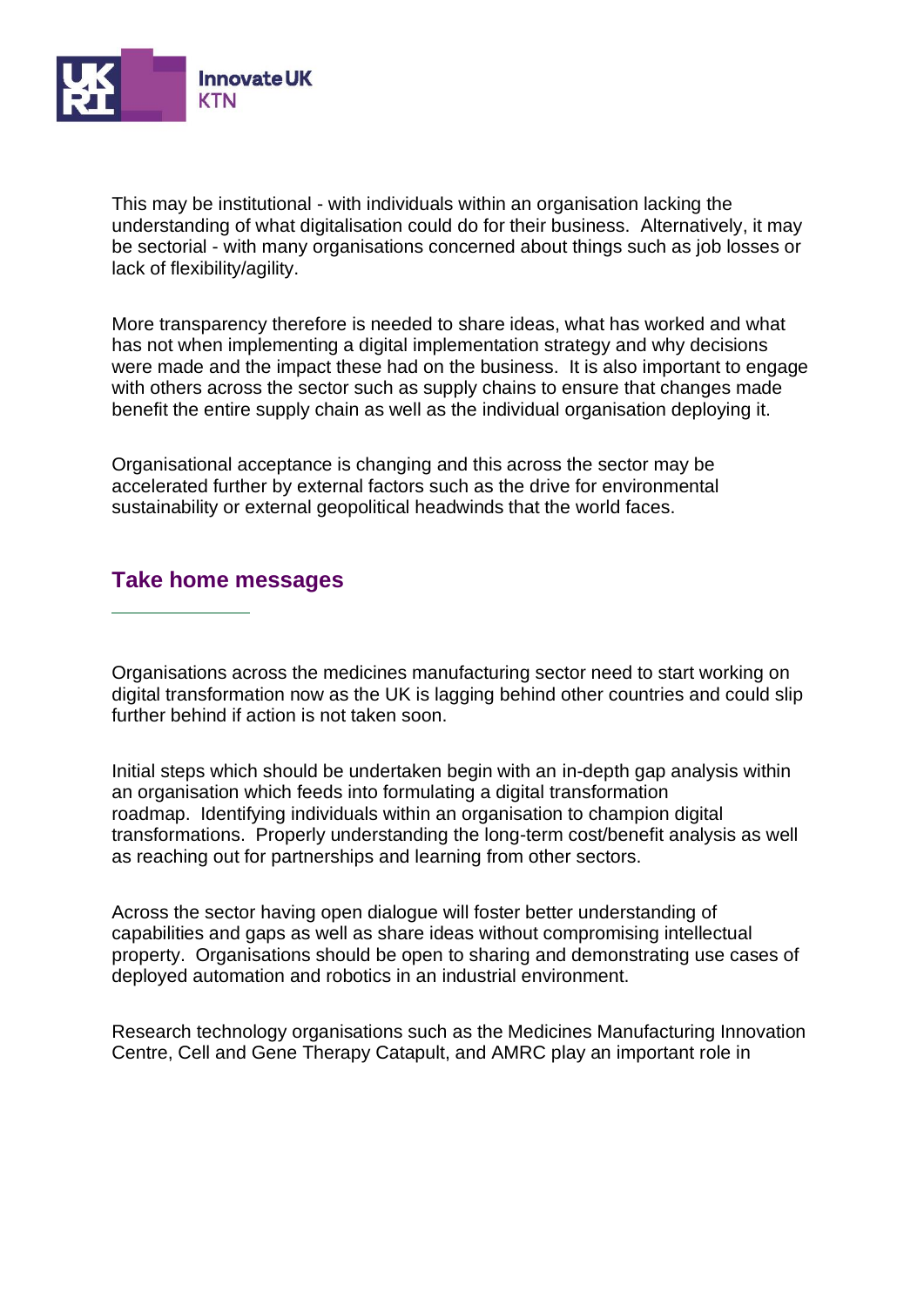This may be institutional - with individuals within an organisation lacking the understanding of what digitalisation could do for their business. Alternatively, it may be sectorial - with many organisations concerned about things such as job losses or lack of flexibility/agility.

More transparency therefore is needed to share ideas, what has worked and what has not when implementing a digital implementation strategy and why decisions were made and the impact these had on the business. It is also important to engage with others across the sector such as supply chains to ensure that changes made benefit the entire supply chain as well as the individual organisation deploying it.

Organisational acceptance is changing and this across the sector may be accelerated further by external factors such as the drive for environmental sustainability or external geopolitical headwinds that the world faces.

## Take home messages

Organisations across the medicines manufacturing sector need to start working on digital transformation now as the UK is lagging behind other countries and could slip further behind if action is not taken soon.

Initial steps which should be undertaken begin with an in-depth gap analysis within an organisation which feeds into formulating a digital transformation roadmap. Identifying individuals within an organisation to champion digital transformations. Properly understanding the long-term cost/benefit analysis as well as reaching out for partnerships and learning from other sectors.

Across the sector having open dialogue will foster better understanding of capabilities and gaps as well as share ideas without compromising intellectual property. Organisations should be open to sharing and demonstrating use cases of deployed automation and robotics in an industrial environment.

Research technology organisations such as the Medicines Manufacturing Innovation Centre, Cell and Gene Therapy Catapult, and AMRC play an important role in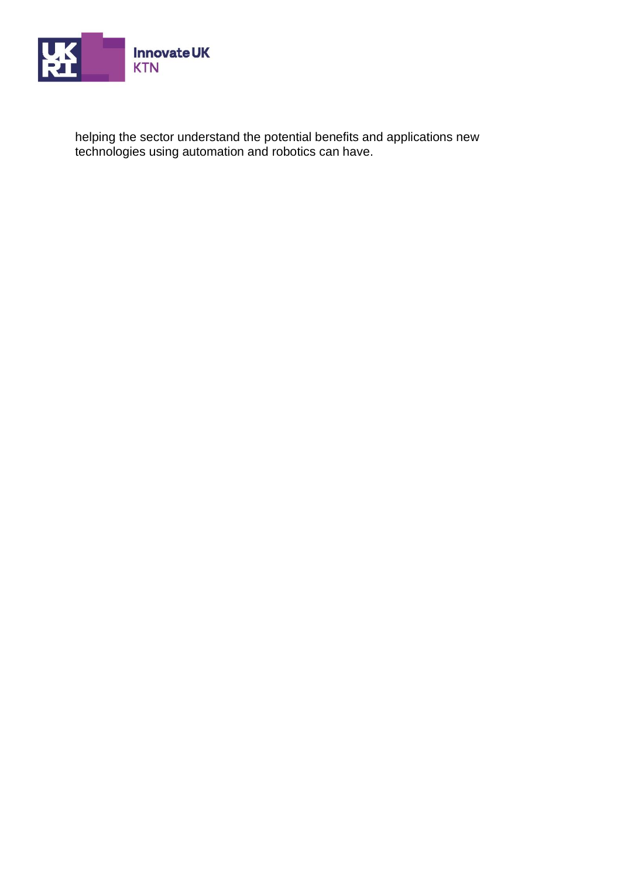helping the sector understand the potential benefits and applications new technologies using automation and robotics can have.